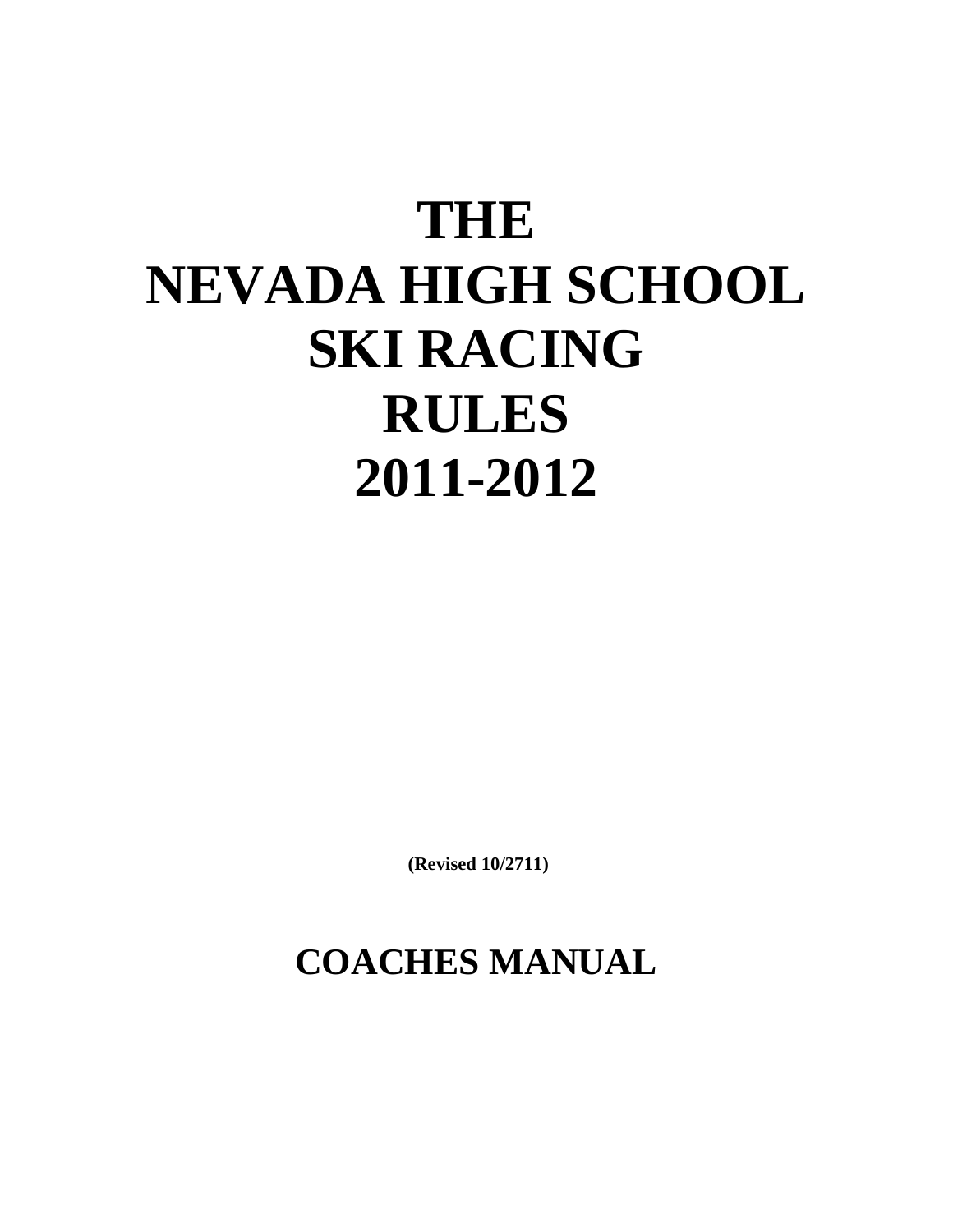# THE NEVADA HIGH SCHOOL SKI RACING RULES 2011-2012

**(Revised 10/2711)**

## COACHES MANUAL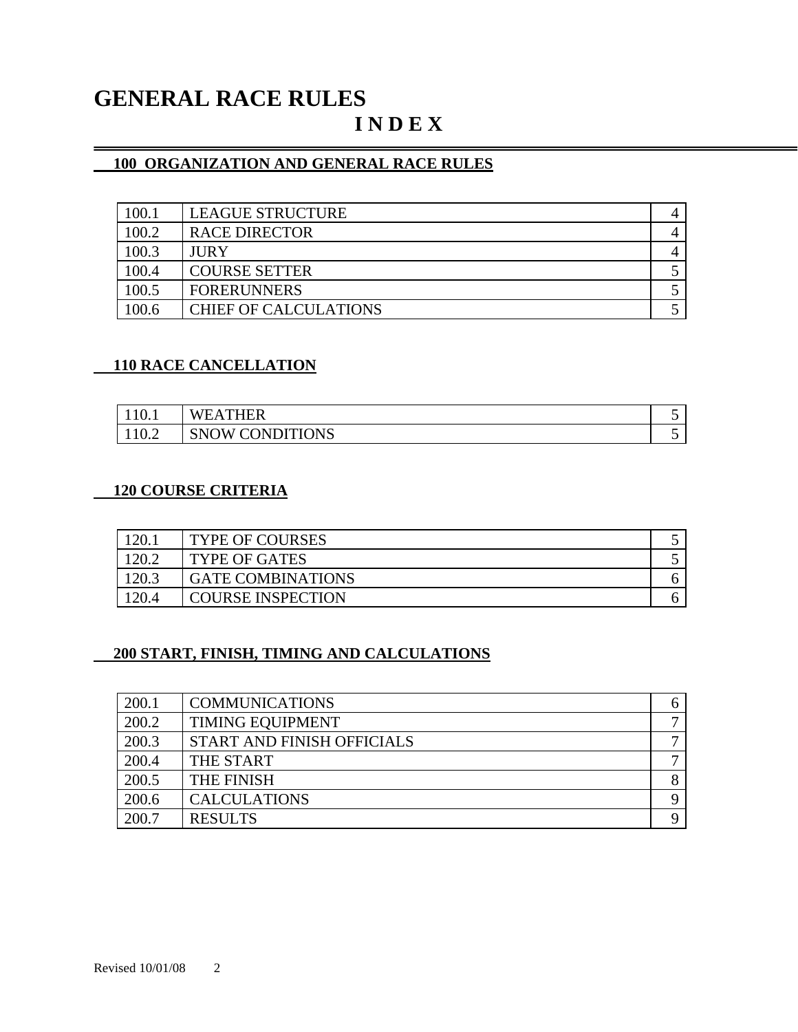# GENERAL RACE RULES

## I N D E X

### 100 ORGANIZATION AND GENERAL RACE RULES

| | | |
|---|---|---|
| 100.1 | LEAGUE STRUCTURE | 4 |
| 100.2 | RACE DIRECTOR | 4 |
| 100.3 | JURY | 4 |
| 100.4 | COURSE SETTER | 5 |
| 100.5 | FORERUNNERS | 5 |
| 100.6 | CHIEF OF CALCULATIONS | 5 |

### 110 RACE CANCELLATION

| | | |
|---|---|---|
| 110.1 | WEATHER | 5 |
| 110.2 | SNOW CONDITIONS | 5 |

### 120 COURSE CRITERIA

| | | |
|---|---|---|
| 120.1 | TYPE OF COURSES | 5 |
| 120.2 | TYPE OF GATES | 5 |
| 120.3 | GATE COMBINATIONS | 6 |
| 120.4 | COURSE INSPECTION | 6 |

### 200 START, FINISH, TIMING AND CALCULATIONS

| | | |
|---|---|---|
| 200.1 | COMMUNICATIONS | 6 |
| 200.2 | TIMING EQUIPMENT | 7 |
| 200.3 | START AND FINISH OFFICIALS | 7 |
| 200.4 | THE START | 7 |
| 200.5 | THE FINISH | 8 |
| 200.6 | CALCULATIONS | 9 |
| 200.7 | RESULTS | 9 |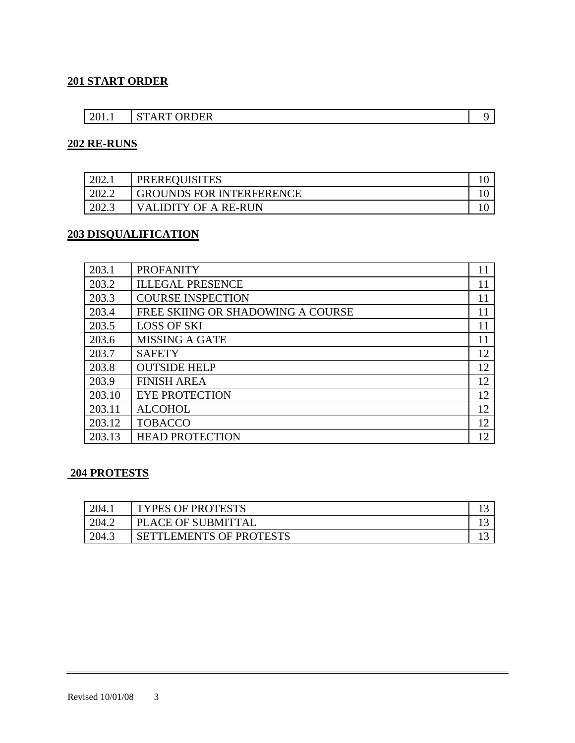## 201 START ORDER

| | | |
|---|---|---|
| 201.1 | START ORDER | 9 |

## 202 RE-RUNS

| | | |
|---|---|---|
| 202.1 | PREREQUISITES | 10 |
| 202.2 | GROUNDS FOR INTERFERENCE | 10 |
| 202.3 | VALIDITY OF A RE-RUN | 10 |

## 203 DISQUALIFICATION

| | | |
|---|---|---|
| 203.1 | PROFANITY | 11 |
| 203.2 | ILLEGAL PRESENCE | 11 |
| 203.3 | COURSE INSPECTION | 11 |
| 203.4 | FREE SKIING OR SHADOWING A COURSE | 11 |
| 203.5 | LOSS OF SKI | 11 |
| 203.6 | MISSING A GATE | 11 |
| 203.7 | SAFETY | 12 |
| 203.8 | OUTSIDE HELP | 12 |
| 203.9 | FINISH AREA | 12 |
| 203.10 | EYE PROTECTION | 12 |
| 203.11 | ALCOHOL | 12 |
| 203.12 | TOBACCO | 12 |
| 203.13 | HEAD PROTECTION | 12 |

## 204 PROTESTS

| | | |
|---|---|---|
| 204.1 | TYPES OF PROTESTS | 13 |
| 204.2 | PLACE OF SUBMITTAL | 13 |
| 204.3 | SETTLEMENTS OF PROTESTS | 13 |

Revised 10/01/08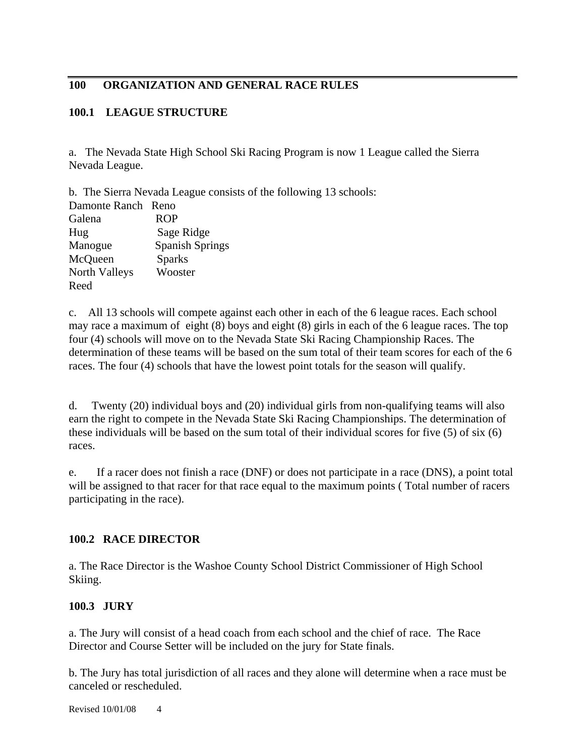## 100 ORGANIZATION AND GENERAL RACE RULES

### 100.1 LEAGUE STRUCTURE

a. The Nevada State High School Ski Racing Program is now 1 League called the Sierra Nevada League.

b. The Sierra Nevada League consists of the following 13 schools:

| | |
|---|---|
| Damonte Ranch | Reno |
| Galena | ROP |
| Hug | Sage Ridge |
| Manogue | Spanish Springs |
| McQueen | Sparks |
| North Valleys | Wooster |
| Reed | |

c. All 13 schools will compete against each other in each of the 6 league races. Each school may race a maximum of eight (8) boys and eight (8) girls in each of the 6 league races. The top four (4) schools will move on to the Nevada State Ski Racing Championship Races. The determination of these teams will be based on the sum total of their team scores for each of the 6 races. The four (4) schools that have the lowest point totals for the season will qualify.

d. Twenty (20) individual boys and (20) individual girls from non-qualifying teams will also earn the right to compete in the Nevada State Ski Racing Championships. The determination of these individuals will be based on the sum total of their individual scores for five (5) of six (6) races.

e. If a racer does not finish a race (DNF) or does not participate in a race (DNS), a point total will be assigned to that racer for that race equal to the maximum points ( Total number of racers participating in the race).

### 100.2 RACE DIRECTOR

a. The Race Director is the Washoe County School District Commissioner of High School Skiing.

### 100.3 JURY

a. The Jury will consist of a head coach from each school and the chief of race. The Race Director and Course Setter will be included on the jury for State finals.

b. The Jury has total jurisdiction of all races and they alone will determine when a race must be canceled or rescheduled.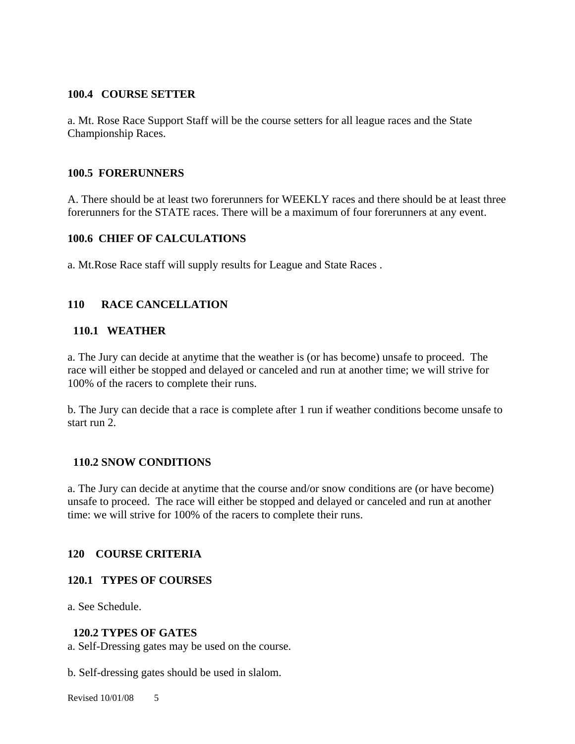### 100.4 COURSE SETTER

a. Mt. Rose Race Support Staff will be the course setters for all league races and the State Championship Races.

### 100.5 FORERUNNERS

A. There should be at least two forerunners for WEEKLY races and there should be at least three forerunners for the STATE races. There will be a maximum of four forerunners at any event.

### 100.6 CHIEF OF CALCULATIONS

a. Mt.Rose Race staff will supply results for League and State Races .

## 110 RACE CANCELLATION

### 110.1 WEATHER

a. The Jury can decide at anytime that the weather is (or has become) unsafe to proceed. The race will either be stopped and delayed or canceled and run at another time; we will strive for 100% of the racers to complete their runs.

b. The Jury can decide that a race is complete after 1 run if weather conditions become unsafe to start run 2.

### 110.2 SNOW CONDITIONS

a. The Jury can decide at anytime that the course and/or snow conditions are (or have become) unsafe to proceed. The race will either be stopped and delayed or canceled and run at another time: we will strive for 100% of the racers to complete their runs.

## 120 COURSE CRITERIA

### 120.1 TYPES OF COURSES

a. See Schedule.

### 120.2 TYPES OF GATES

a. Self-Dressing gates may be used on the course.

b. Self-dressing gates should be used in slalom.

Revised 10/01/08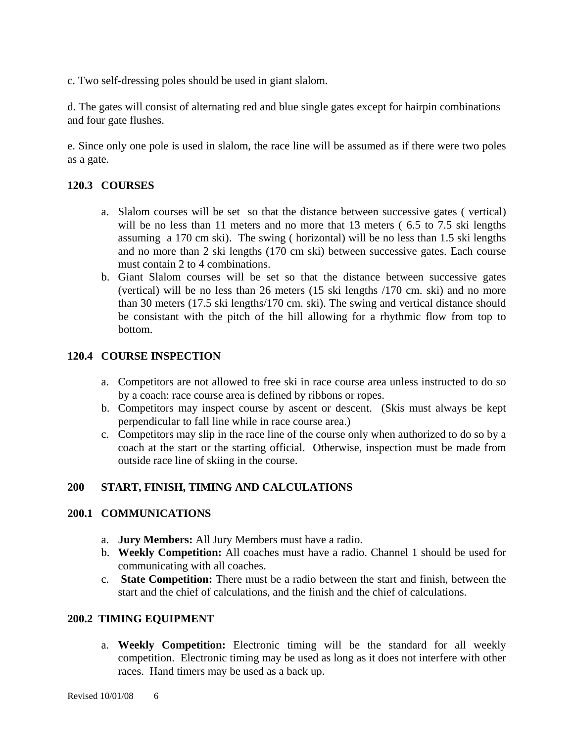c. Two self-dressing poles should be used in giant slalom.

d. The gates will consist of alternating red and blue single gates except for hairpin combinations and four gate flushes.

e. Since only one pole is used in slalom, the race line will be assumed as if there were two poles as a gate.

### 120.3 COURSES

a. Slalom courses will be set so that the distance between successive gates ( vertical) will be no less than 11 meters and no more that 13 meters ( 6.5 to 7.5 ski lengths assuming a 170 cm ski). The swing ( horizontal) will be no less than 1.5 ski lengths and no more than 2 ski lengths (170 cm ski) between successive gates. Each course must contain 2 to 4 combinations.
b. Giant Slalom courses will be set so that the distance between successive gates (vertical) will be no less than 26 meters (15 ski lengths /170 cm. ski) and no more than 30 meters (17.5 ski lengths/170 cm. ski). The swing and vertical distance should be consistant with the pitch of the hill allowing for a rhythmic flow from top to bottom.

### 120.4 COURSE INSPECTION

a. Competitors are not allowed to free ski in race course area unless instructed to do so by a coach: race course area is defined by ribbons or ropes.
b. Competitors may inspect course by ascent or descent. (Skis must always be kept perpendicular to fall line while in race course area.)
c. Competitors may slip in the race line of the course only when authorized to do so by a coach at the start or the starting official. Otherwise, inspection must be made from outside race line of skiing in the course.

## 200 START, FINISH, TIMING AND CALCULATIONS

### 200.1 COMMUNICATIONS

a. **Jury Members:** All Jury Members must have a radio.
b. **Weekly Competition:** All coaches must have a radio. Channel 1 should be used for communicating with all coaches.
c. **State Competition:** There must be a radio between the start and finish, between the start and the chief of calculations, and the finish and the chief of calculations.

### 200.2 TIMING EQUIPMENT

a. **Weekly Competition:** Electronic timing will be the standard for all weekly competition. Electronic timing may be used as long as it does not interfere with other races. Hand timers may be used as a back up.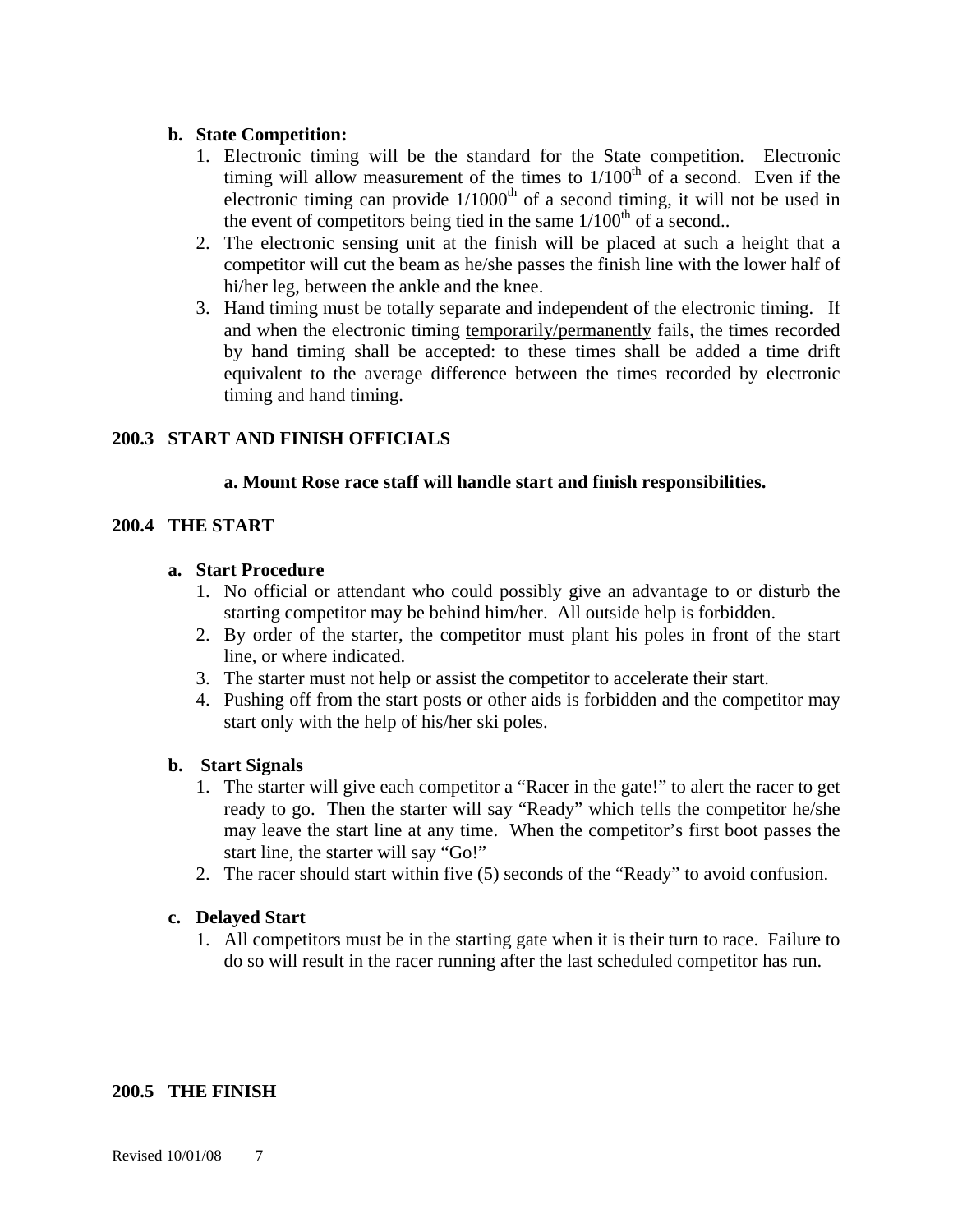**b. State Competition:**

1. Electronic timing will be the standard for the State competition. Electronic timing will allow measurement of the times to 1/100th of a second. Even if the electronic timing can provide 1/1000th of a second timing, it will not be used in the event of competitors being tied in the same 1/100th of a second..
2. The electronic sensing unit at the finish will be placed at such a height that a competitor will cut the beam as he/she passes the finish line with the lower half of hi/her leg, between the ankle and the knee.
3. Hand timing must be totally separate and independent of the electronic timing. If and when the electronic timing <u>temporarily/permanently</u> fails, the times recorded by hand timing shall be accepted: to these times shall be added a time drift equivalent to the average difference between the times recorded by electronic timing and hand timing.

## 200.3 START AND FINISH OFFICIALS

**a. Mount Rose race staff will handle start and finish responsibilities.**

## 200.4 THE START

**a. Start Procedure**

1. No official or attendant who could possibly give an advantage to or disturb the starting competitor may be behind him/her. All outside help is forbidden.
2. By order of the starter, the competitor must plant his poles in front of the start line, or where indicated.
3. The starter must not help or assist the competitor to accelerate their start.
4. Pushing off from the start posts or other aids is forbidden and the competitor may start only with the help of his/her ski poles.

**b. Start Signals**

1. The starter will give each competitor a "Racer in the gate!" to alert the racer to get ready to go. Then the starter will say "Ready" which tells the competitor he/she may leave the start line at any time. When the competitor's first boot passes the start line, the starter will say "Go!"
2. The racer should start within five (5) seconds of the "Ready" to avoid confusion.

**c. Delayed Start**

1. All competitors must be in the starting gate when it is their turn to race. Failure to do so will result in the racer running after the last scheduled competitor has run.

## 200.5 THE FINISH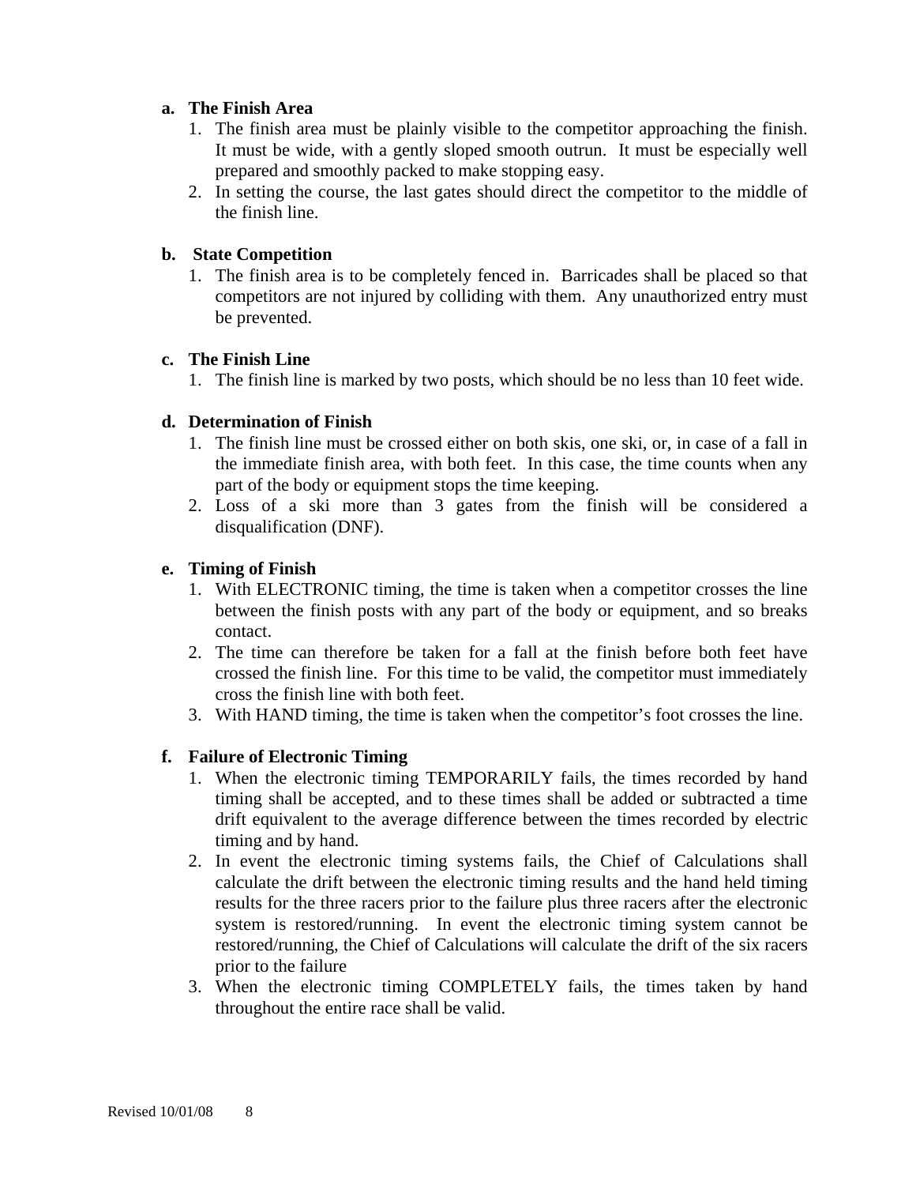**a. The Finish Area**

1. The finish area must be plainly visible to the competitor approaching the finish. It must be wide, with a gently sloped smooth outrun. It must be especially well prepared and smoothly packed to make stopping easy.
2. In setting the course, the last gates should direct the competitor to the middle of the finish line.

**b. State Competition**

1. The finish area is to be completely fenced in. Barricades shall be placed so that competitors are not injured by colliding with them. Any unauthorized entry must be prevented.

**c. The Finish Line**

1. The finish line is marked by two posts, which should be no less than 10 feet wide.

**d. Determination of Finish**

1. The finish line must be crossed either on both skis, one ski, or, in case of a fall in the immediate finish area, with both feet. In this case, the time counts when any part of the body or equipment stops the time keeping.
2. Loss of a ski more than 3 gates from the finish will be considered a disqualification (DNF).

**e. Timing of Finish**

1. With ELECTRONIC timing, the time is taken when a competitor crosses the line between the finish posts with any part of the body or equipment, and so breaks contact.
2. The time can therefore be taken for a fall at the finish before both feet have crossed the finish line. For this time to be valid, the competitor must immediately cross the finish line with both feet.
3. With HAND timing, the time is taken when the competitor's foot crosses the line.

**f. Failure of Electronic Timing**

1. When the electronic timing TEMPORARILY fails, the times recorded by hand timing shall be accepted, and to these times shall be added or subtracted a time drift equivalent to the average difference between the times recorded by electric timing and by hand.
2. In event the electronic timing systems fails, the Chief of Calculations shall calculate the drift between the electronic timing results and the hand held timing results for the three racers prior to the failure plus three racers after the electronic system is restored/running. In event the electronic timing system cannot be restored/running, the Chief of Calculations will calculate the drift of the six racers prior to the failure
3. When the electronic timing COMPLETELY fails, the times taken by hand throughout the entire race shall be valid.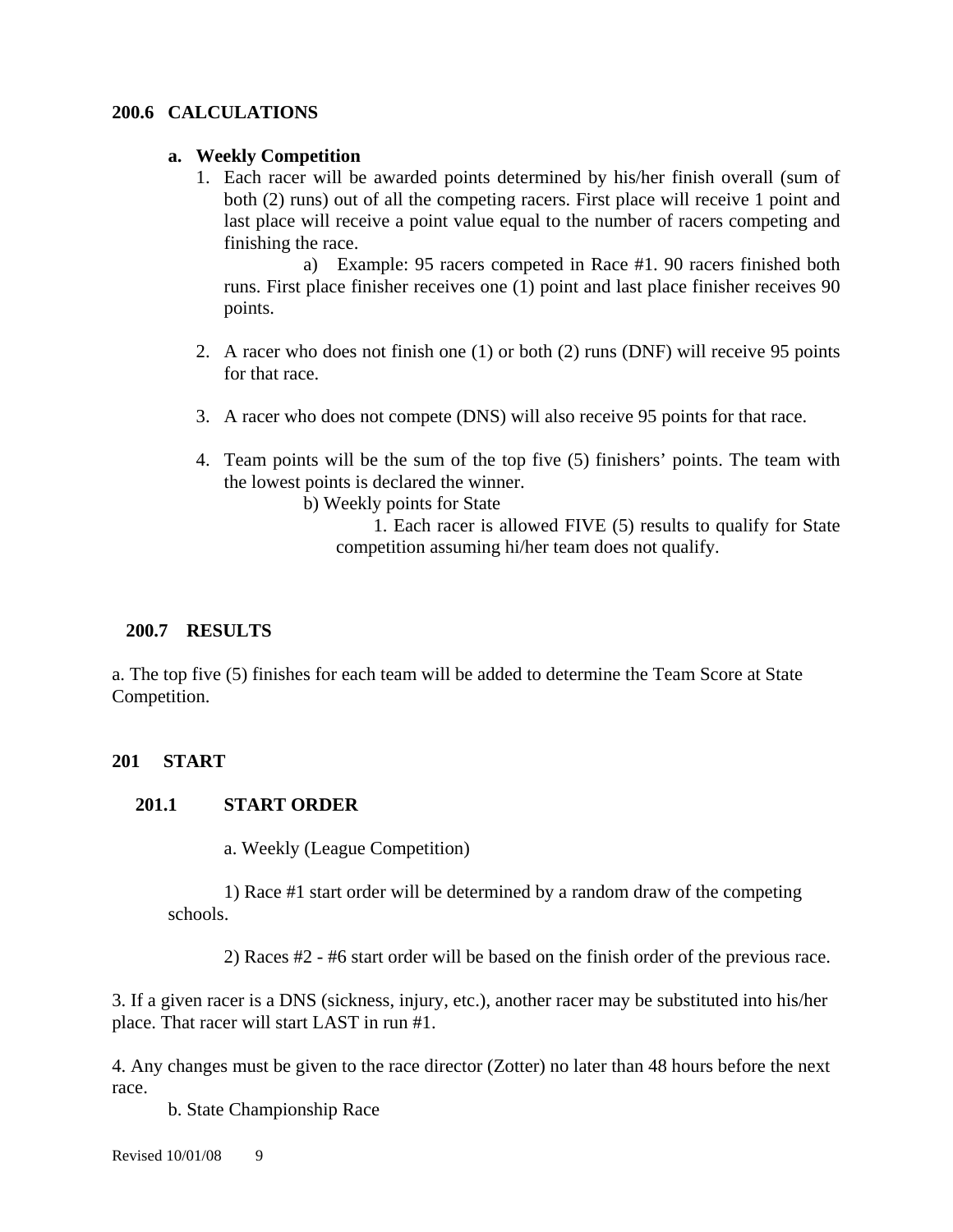**200.6 CALCULATIONS**

**a. Weekly Competition**

1. Each racer will be awarded points determined by his/her finish overall (sum of both (2) runs) out of all the competing racers. First place will receive 1 point and last place will receive a point value equal to the number of racers competing and finishing the race.

   a) Example: 95 racers competed in Race #1. 90 racers finished both runs. First place finisher receives one (1) point and last place finisher receives 90 points.

2. A racer who does not finish one (1) or both (2) runs (DNF) will receive 95 points for that race.

3. A racer who does not compete (DNS) will also receive 95 points for that race.

4. Team points will be the sum of the top five (5) finishers' points. The team with the lowest points is declared the winner.

   b) Weekly points for State

   1. Each racer is allowed FIVE (5) results to qualify for State competition assuming hi/her team does not qualify.

**200.7 RESULTS**

a. The top five (5) finishes for each team will be added to determine the Team Score at State Competition.

**201 START**

**201.1 START ORDER**

a. Weekly (League Competition)

1) Race #1 start order will be determined by a random draw of the competing schools.

2) Races #2 - #6 start order will be based on the finish order of the previous race.

3. If a given racer is a DNS (sickness, injury, etc.), another racer may be substituted into his/her place. That racer will start LAST in run #1.

4. Any changes must be given to the race director (Zotter) no later than 48 hours before the next race.

b. State Championship Race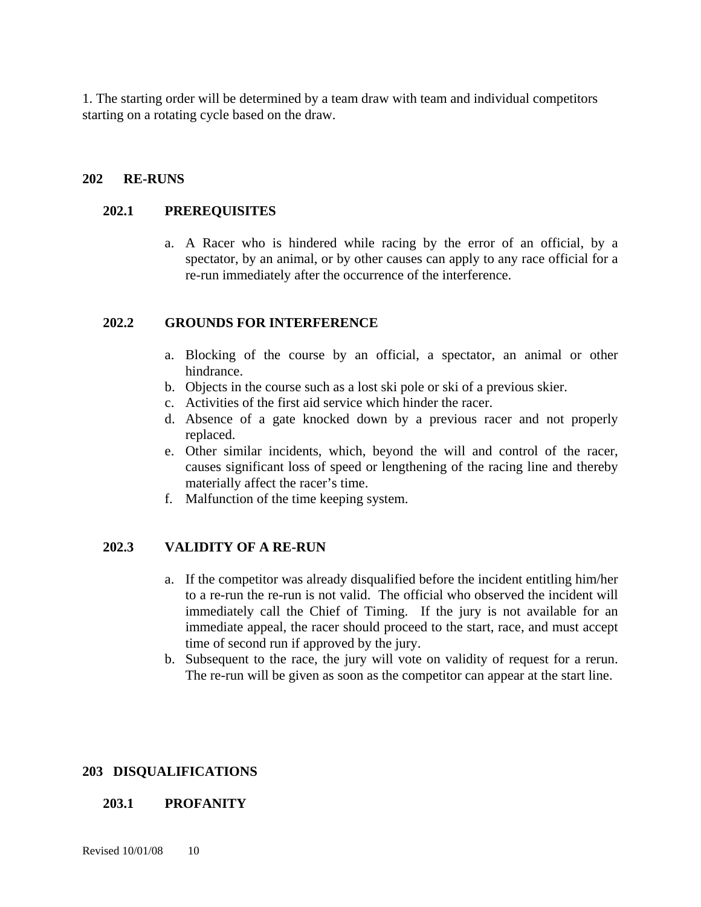1. The starting order will be determined by a team draw with team and individual competitors starting on a rotating cycle based on the draw.

## 202 RE-RUNS

### 202.1 PREREQUISITES

a. A Racer who is hindered while racing by the error of an official, by a spectator, by an animal, or by other causes can apply to any race official for a re-run immediately after the occurrence of the interference.

### 202.2 GROUNDS FOR INTERFERENCE

a. Blocking of the course by an official, a spectator, an animal or other hindrance.
b. Objects in the course such as a lost ski pole or ski of a previous skier.
c. Activities of the first aid service which hinder the racer.
d. Absence of a gate knocked down by a previous racer and not properly replaced.
e. Other similar incidents, which, beyond the will and control of the racer, causes significant loss of speed or lengthening of the racing line and thereby materially affect the racer's time.
f. Malfunction of the time keeping system.

### 202.3 VALIDITY OF A RE-RUN

a. If the competitor was already disqualified before the incident entitling him/her to a re-run the re-run is not valid. The official who observed the incident will immediately call the Chief of Timing. If the jury is not available for an immediate appeal, the racer should proceed to the start, race, and must accept time of second run if approved by the jury.
b. Subsequent to the race, the jury will vote on validity of request for a rerun. The re-run will be given as soon as the competitor can appear at the start line.

## 203 DISQUALIFICATIONS

### 203.1 PROFANITY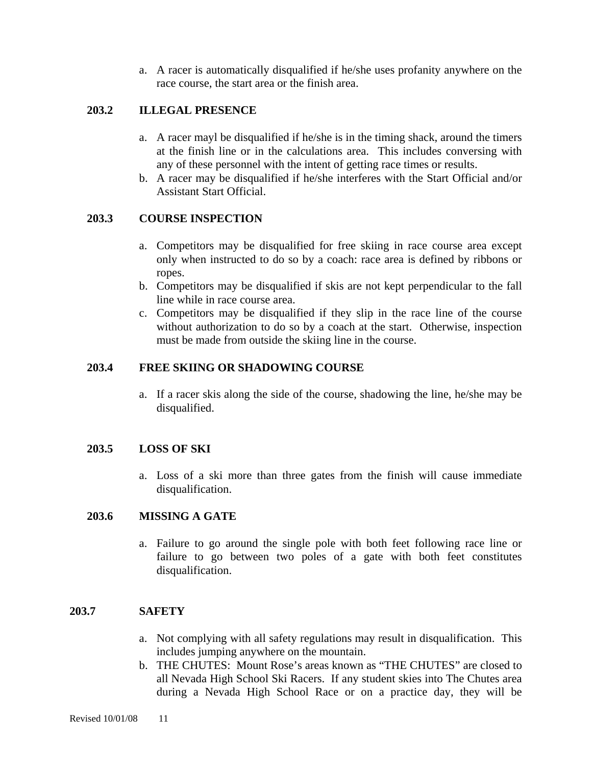a. A racer is automatically disqualified if he/she uses profanity anywhere on the race course, the start area or the finish area.

### 203.2 ILLEGAL PRESENCE

a. A racer mayl be disqualified if he/she is in the timing shack, around the timers at the finish line or in the calculations area. This includes conversing with any of these personnel with the intent of getting race times or results.
b. A racer may be disqualified if he/she interferes with the Start Official and/or Assistant Start Official.

### 203.3 COURSE INSPECTION

a. Competitors may be disqualified for free skiing in race course area except only when instructed to do so by a coach: race area is defined by ribbons or ropes.
b. Competitors may be disqualified if skis are not kept perpendicular to the fall line while in race course area.
c. Competitors may be disqualified if they slip in the race line of the course without authorization to do so by a coach at the start. Otherwise, inspection must be made from outside the skiing line in the course.

### 203.4 FREE SKIING OR SHADOWING COURSE

a. If a racer skis along the side of the course, shadowing the line, he/she may be disqualified.

### 203.5 LOSS OF SKI

a. Loss of a ski more than three gates from the finish will cause immediate disqualification.

### 203.6 MISSING A GATE

a. Failure to go around the single pole with both feet following race line or failure to go between two poles of a gate with both feet constitutes disqualification.

### 203.7 SAFETY

a. Not complying with all safety regulations may result in disqualification. This includes jumping anywhere on the mountain.
b. THE CHUTES: Mount Rose's areas known as "THE CHUTES" are closed to all Nevada High School Ski Racers. If any student skies into The Chutes area during a Nevada High School Race or on a practice day, they will be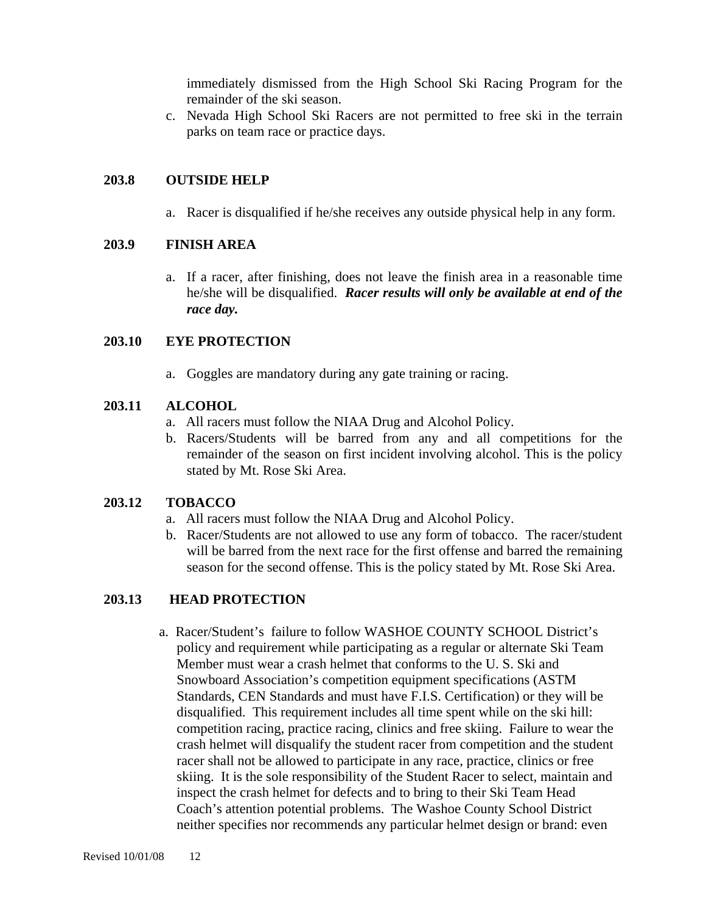immediately dismissed from the High School Ski Racing Program for the remainder of the ski season.

c. Nevada High School Ski Racers are not permitted to free ski in the terrain parks on team race or practice days.

### 203.8 OUTSIDE HELP

a. Racer is disqualified if he/she receives any outside physical help in any form.

### 203.9 FINISH AREA

a. If a racer, after finishing, does not leave the finish area in a reasonable time he/she will be disqualified. ***Racer results will only be available at end of the race day.***

### 203.10 EYE PROTECTION

a. Goggles are mandatory during any gate training or racing.

### 203.11 ALCOHOL

a. All racers must follow the NIAA Drug and Alcohol Policy.

b. Racers/Students will be barred from any and all competitions for the remainder of the season on first incident involving alcohol. This is the policy stated by Mt. Rose Ski Area.

### 203.12 TOBACCO

a. All racers must follow the NIAA Drug and Alcohol Policy.

b. Racer/Students are not allowed to use any form of tobacco. The racer/student will be barred from the next race for the first offense and barred the remaining season for the second offense. This is the policy stated by Mt. Rose Ski Area.

### 203.13 HEAD PROTECTION

a. Racer/Student's failure to follow WASHOE COUNTY SCHOOL District's policy and requirement while participating as a regular or alternate Ski Team Member must wear a crash helmet that conforms to the U. S. Ski and Snowboard Association's competition equipment specifications (ASTM Standards, CEN Standards and must have F.I.S. Certification) or they will be disqualified. This requirement includes all time spent while on the ski hill: competition racing, practice racing, clinics and free skiing. Failure to wear the crash helmet will disqualify the student racer from competition and the student racer shall not be allowed to participate in any race, practice, clinics or free skiing. It is the sole responsibility of the Student Racer to select, maintain and inspect the crash helmet for defects and to bring to their Ski Team Head Coach's attention potential problems. The Washoe County School District neither specifies nor recommends any particular helmet design or brand: even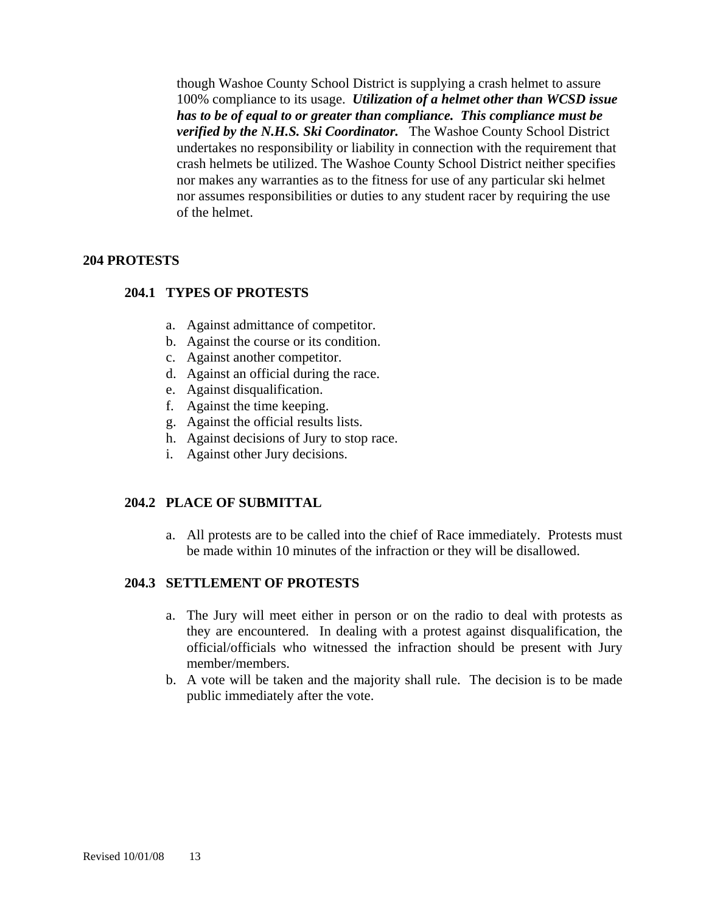though Washoe County School District is supplying a crash helmet to assure 100% compliance to its usage. ***Utilization of a helmet other than WCSD issue has to be of equal to or greater than compliance. This compliance must be verified by the N.H.S. Ski Coordinator.*** The Washoe County School District undertakes no responsibility or liability in connection with the requirement that crash helmets be utilized. The Washoe County School District neither specifies nor makes any warranties as to the fitness for use of any particular ski helmet nor assumes responsibilities or duties to any student racer by requiring the use of the helmet.

## 204 PROTESTS

### 204.1 TYPES OF PROTESTS

a. Against admittance of competitor.
b. Against the course or its condition.
c. Against another competitor.
d. Against an official during the race.
e. Against disqualification.
f. Against the time keeping.
g. Against the official results lists.
h. Against decisions of Jury to stop race.
i. Against other Jury decisions.

### 204.2 PLACE OF SUBMITTAL

a. All protests are to be called into the chief of Race immediately. Protests must be made within 10 minutes of the infraction or they will be disallowed.

### 204.3 SETTLEMENT OF PROTESTS

a. The Jury will meet either in person or on the radio to deal with protests as they are encountered. In dealing with a protest against disqualification, the official/officials who witnessed the infraction should be present with Jury member/members.
b. A vote will be taken and the majority shall rule. The decision is to be made public immediately after the vote.

Revised 10/01/08